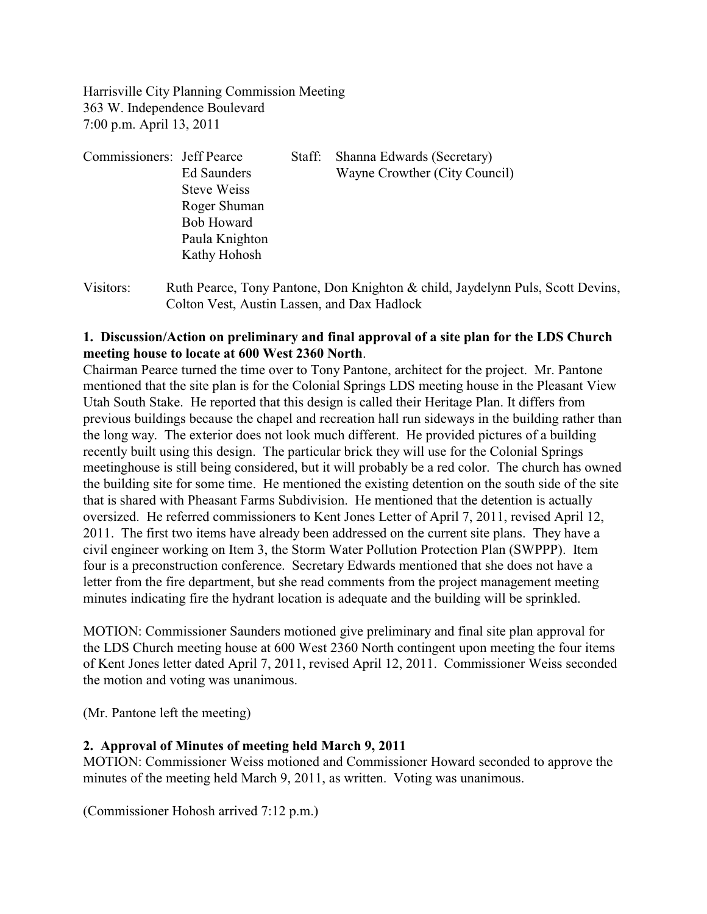Harrisville City Planning Commission Meeting
363 W. Independence Boulevard
7:00 p.m. April 13, 2011

| Commissioners: | Jeff Pearce | Staff: | Shanna Edwards (Secretary) |
|---|---|---|---|
| | Ed Saunders | | Wayne Crowther (City Council) |
| | Steve Weiss | | |
| | Roger Shuman | | |
| | Bob Howard | | |
| | Paula Knighton | | |
| | Kathy Hohosh | | |

Visitors: Ruth Pearce, Tony Pantone, Don Knighton & child, Jaydelynn Puls, Scott Devins, Colton Vest, Austin Lassen, and Dax Hadlock

**1. Discussion/Action on preliminary and final approval of a site plan for the LDS Church meeting house to locate at 600 West 2360 North**.

Chairman Pearce turned the time over to Tony Pantone, architect for the project. Mr. Pantone mentioned that the site plan is for the Colonial Springs LDS meeting house in the Pleasant View Utah South Stake. He reported that this design is called their Heritage Plan. It differs from previous buildings because the chapel and recreation hall run sideways in the building rather than the long way. The exterior does not look much different. He provided pictures of a building recently built using this design. The particular brick they will use for the Colonial Springs meetinghouse is still being considered, but it will probably be a red color. The church has owned the building site for some time. He mentioned the existing detention on the south side of the site that is shared with Pheasant Farms Subdivision. He mentioned that the detention is actually oversized. He referred commissioners to Kent Jones Letter of April 7, 2011, revised April 12, 2011. The first two items have already been addressed on the current site plans. They have a civil engineer working on Item 3, the Storm Water Pollution Protection Plan (SWPPP). Item four is a preconstruction conference. Secretary Edwards mentioned that she does not have a letter from the fire department, but she read comments from the project management meeting minutes indicating fire the hydrant location is adequate and the building will be sprinkled.

MOTION: Commissioner Saunders motioned give preliminary and final site plan approval for the LDS Church meeting house at 600 West 2360 North contingent upon meeting the four items of Kent Jones letter dated April 7, 2011, revised April 12, 2011. Commissioner Weiss seconded the motion and voting was unanimous.

(Mr. Pantone left the meeting)

**2. Approval of Minutes of meeting held March 9, 2011**

MOTION: Commissioner Weiss motioned and Commissioner Howard seconded to approve the minutes of the meeting held March 9, 2011, as written. Voting was unanimous.

(Commissioner Hohosh arrived 7:12 p.m.)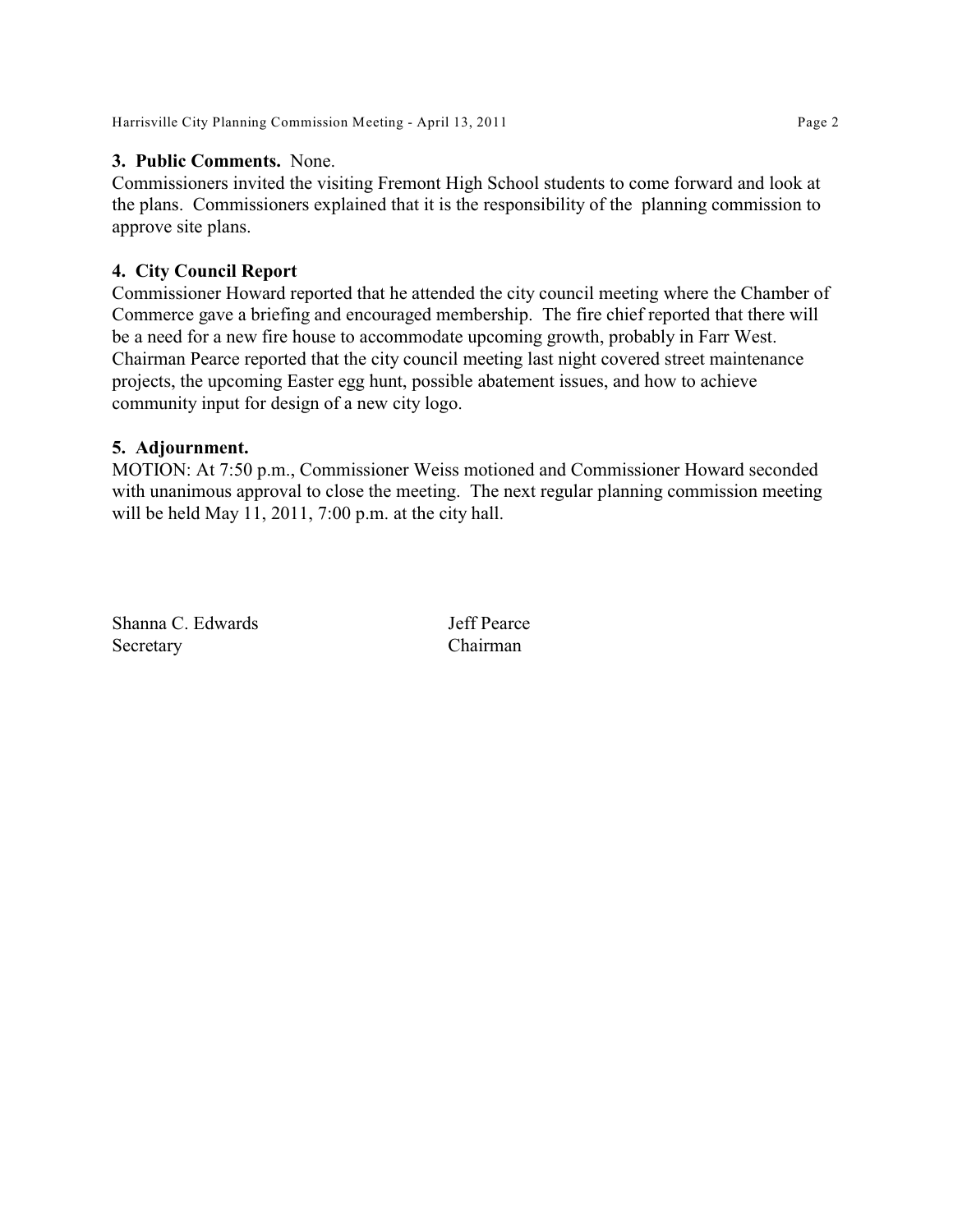**3. Public Comments.** None.

Commissioners invited the visiting Fremont High School students to come forward and look at the plans. Commissioners explained that it is the responsibility of the planning commission to approve site plans.

**4. City Council Report**

Commissioner Howard reported that he attended the city council meeting where the Chamber of Commerce gave a briefing and encouraged membership. The fire chief reported that there will be a need for a new fire house to accommodate upcoming growth, probably in Farr West. Chairman Pearce reported that the city council meeting last night covered street maintenance projects, the upcoming Easter egg hunt, possible abatement issues, and how to achieve community input for design of a new city logo.

**5. Adjournment.**

MOTION: At 7:50 p.m., Commissioner Weiss motioned and Commissioner Howard seconded with unanimous approval to close the meeting. The next regular planning commission meeting will be held May 11, 2011, 7:00 p.m. at the city hall.

Shanna C. Edwards
Secretary

Jeff Pearce
Chairman